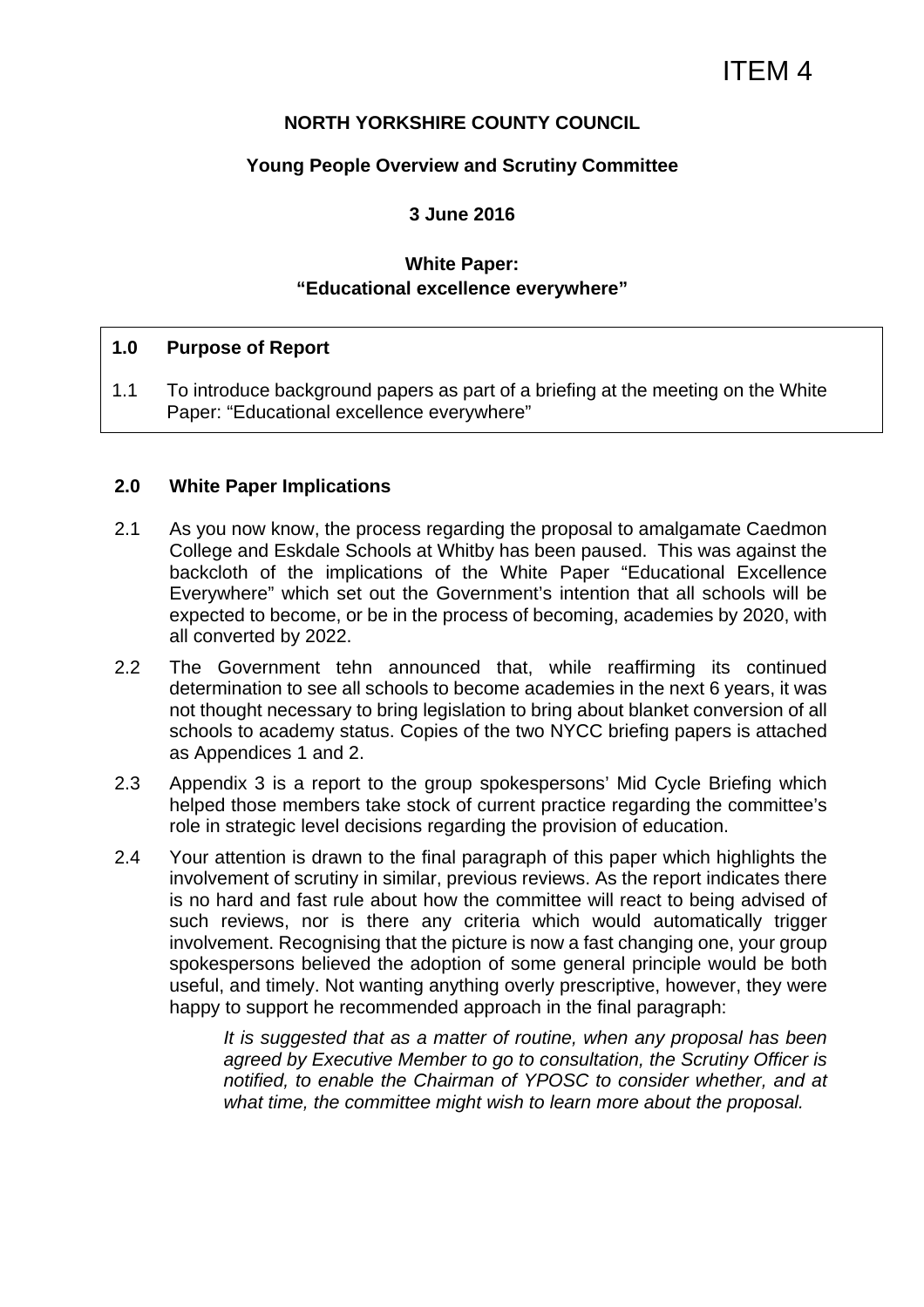ITEM 4

**NORTH YORKSHIRE COUNTY COUNCIL**

**Young People Overview and Scrutiny Committee**

**3 June 2016**

**White Paper:**
**"Educational excellence everywhere"**

## 1.0 Purpose of Report

1.1 To introduce background papers as part of a briefing at the meeting on the White Paper: "Educational excellence everywhere"

## 2.0 White Paper Implications

2.1 As you now know, the process regarding the proposal to amalgamate Caedmon College and Eskdale Schools at Whitby has been paused. This was against the backcloth of the implications of the White Paper "Educational Excellence Everywhere" which set out the Government's intention that all schools will be expected to become, or be in the process of becoming, academies by 2020, with all converted by 2022.

2.2 The Government tehn announced that, while reaffirming its continued determination to see all schools to become academies in the next 6 years, it was not thought necessary to bring legislation to bring about blanket conversion of all schools to academy status. Copies of the two NYCC briefing papers is attached as Appendices 1 and 2.

2.3 Appendix 3 is a report to the group spokespersons' Mid Cycle Briefing which helped those members take stock of current practice regarding the committee's role in strategic level decisions regarding the provision of education.

2.4 Your attention is drawn to the final paragraph of this paper which highlights the involvement of scrutiny in similar, previous reviews. As the report indicates there is no hard and fast rule about how the committee will react to being advised of such reviews, nor is there any criteria which would automatically trigger involvement. Recognising that the picture is now a fast changing one, your group spokespersons believed the adoption of some general principle would be both useful, and timely. Not wanting anything overly prescriptive, however, they were happy to support he recommended approach in the final paragraph:

> *It is suggested that as a matter of routine, when any proposal has been agreed by Executive Member to go to consultation, the Scrutiny Officer is notified, to enable the Chairman of YPOSC to consider whether, and at what time, the committee might wish to learn more about the proposal.*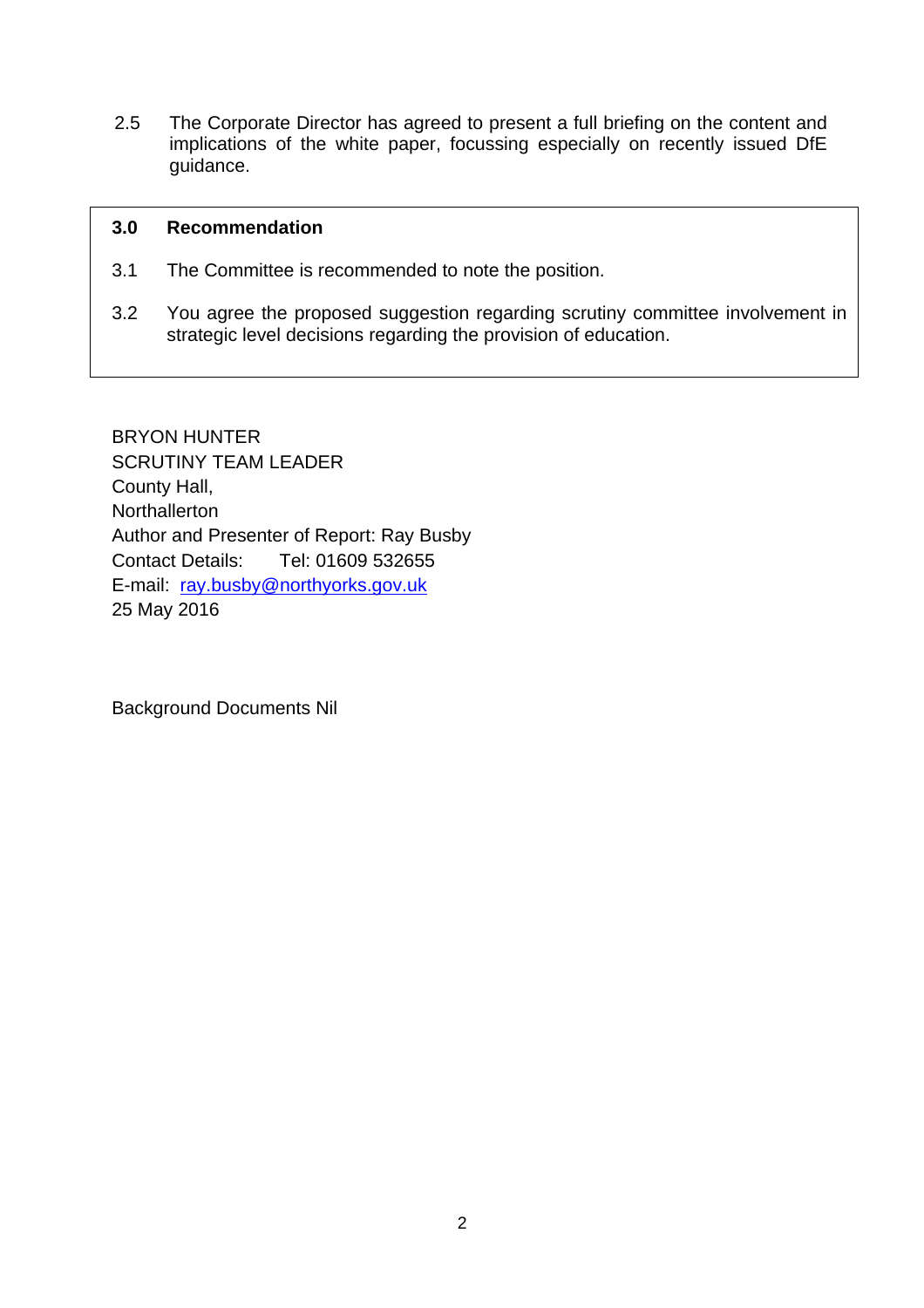2.5 The Corporate Director has agreed to present a full briefing on the content and implications of the white paper, focussing especially on recently issued DfE guidance.

### 3.0 Recommendation

3.1 The Committee is recommended to note the position.

3.2 You agree the proposed suggestion regarding scrutiny committee involvement in strategic level decisions regarding the provision of education.

BRYON HUNTER
SCRUTINY TEAM LEADER
County Hall,
Northallerton
Author and Presenter of Report: Ray Busby
Contact Details: Tel: 01609 532655
E-mail: ray.busby@northyorks.gov.uk
25 May 2016

Background Documents Nil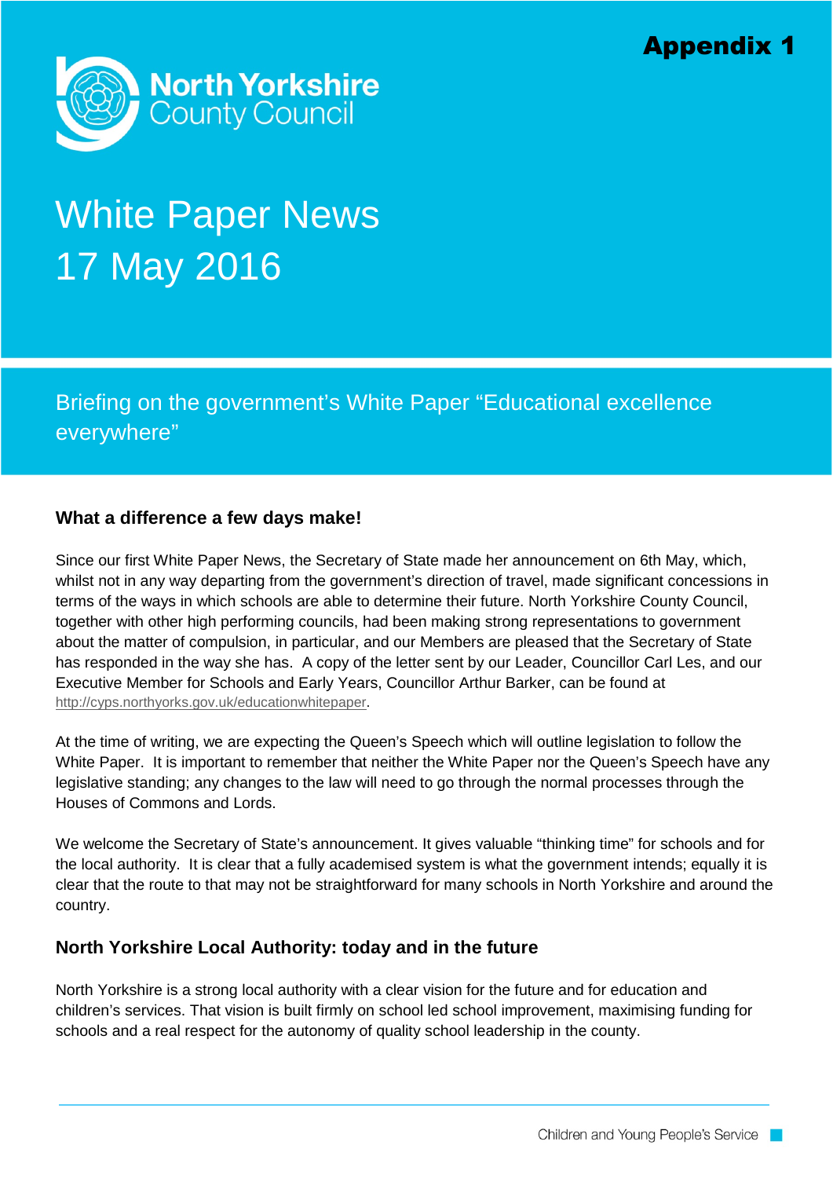**Appendix 1**

North Yorkshire County Council

# White Paper News
# 17 May 2016

## Briefing on the government's White Paper "Educational excellence everywhere"

### What a difference a few days make!

Since our first White Paper News, the Secretary of State made her announcement on 6th May, which, whilst not in any way departing from the government's direction of travel, made significant concessions in terms of the ways in which schools are able to determine their future. North Yorkshire County Council, together with other high performing councils, had been making strong representations to government about the matter of compulsion, in particular, and our Members are pleased that the Secretary of State has responded in the way she has. A copy of the letter sent by our Leader, Councillor Carl Les, and our Executive Member for Schools and Early Years, Councillor Arthur Barker, can be found at http://cyps.northyorks.gov.uk/educationwhitepaper.

At the time of writing, we are expecting the Queen's Speech which will outline legislation to follow the White Paper. It is important to remember that neither the White Paper nor the Queen's Speech have any legislative standing; any changes to the law will need to go through the normal processes through the Houses of Commons and Lords.

We welcome the Secretary of State's announcement. It gives valuable "thinking time" for schools and for the local authority. It is clear that a fully academised system is what the government intends; equally it is clear that the route to that may not be straightforward for many schools in North Yorkshire and around the country.

### North Yorkshire Local Authority: today and in the future

North Yorkshire is a strong local authority with a clear vision for the future and for education and children's services. That vision is built firmly on school led school improvement, maximising funding for schools and a real respect for the autonomy of quality school leadership in the county.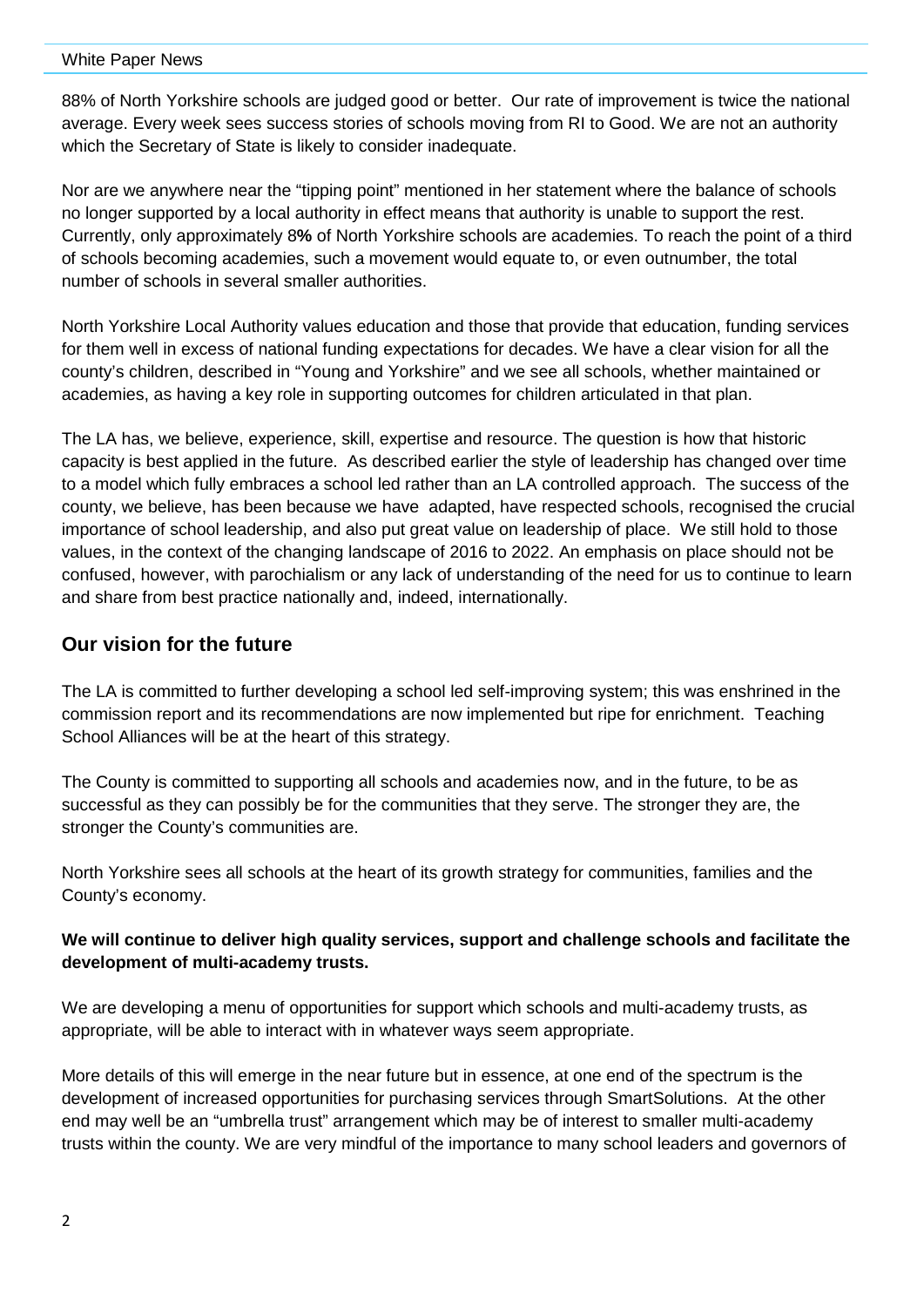88% of North Yorkshire schools are judged good or better. Our rate of improvement is twice the national average. Every week sees success stories of schools moving from RI to Good. We are not an authority which the Secretary of State is likely to consider inadequate.

Nor are we anywhere near the "tipping point" mentioned in her statement where the balance of schools no longer supported by a local authority in effect means that authority is unable to support the rest. Currently, only approximately 8**%** of North Yorkshire schools are academies. To reach the point of a third of schools becoming academies, such a movement would equate to, or even outnumber, the total number of schools in several smaller authorities.

North Yorkshire Local Authority values education and those that provide that education, funding services for them well in excess of national funding expectations for decades. We have a clear vision for all the county's children, described in "Young and Yorkshire" and we see all schools, whether maintained or academies, as having a key role in supporting outcomes for children articulated in that plan.

The LA has, we believe, experience, skill, expertise and resource. The question is how that historic capacity is best applied in the future. As described earlier the style of leadership has changed over time to a model which fully embraces a school led rather than an LA controlled approach. The success of the county, we believe, has been because we have adapted, have respected schools, recognised the crucial importance of school leadership, and also put great value on leadership of place. We still hold to those values, in the context of the changing landscape of 2016 to 2022. An emphasis on place should not be confused, however, with parochialism or any lack of understanding of the need for us to continue to learn and share from best practice nationally and, indeed, internationally.

## Our vision for the future

The LA is committed to further developing a school led self-improving system; this was enshrined in the commission report and its recommendations are now implemented but ripe for enrichment. Teaching School Alliances will be at the heart of this strategy.

The County is committed to supporting all schools and academies now, and in the future, to be as successful as they can possibly be for the communities that they serve. The stronger they are, the stronger the County's communities are.

North Yorkshire sees all schools at the heart of its growth strategy for communities, families and the County's economy.

**We will continue to deliver high quality services, support and challenge schools and facilitate the development of multi-academy trusts.**

We are developing a menu of opportunities for support which schools and multi-academy trusts, as appropriate, will be able to interact with in whatever ways seem appropriate.

More details of this will emerge in the near future but in essence, at one end of the spectrum is the development of increased opportunities for purchasing services through SmartSolutions. At the other end may well be an "umbrella trust" arrangement which may be of interest to smaller multi-academy trusts within the county. We are very mindful of the importance to many school leaders and governors of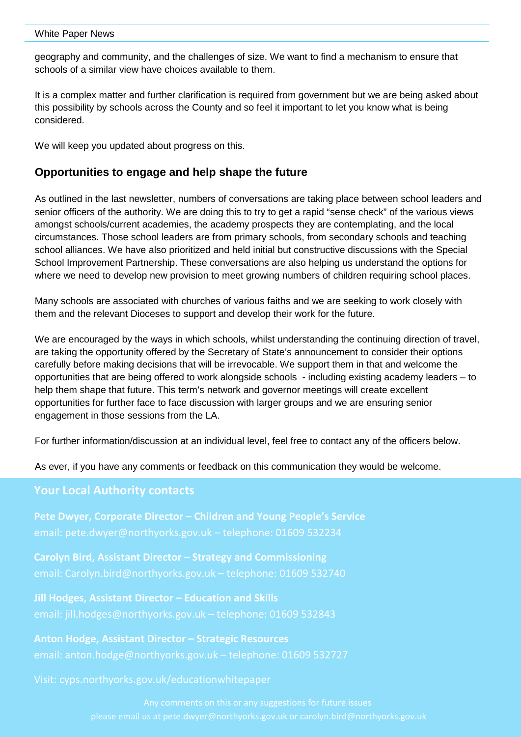geography and community, and the challenges of size. We want to find a mechanism to ensure that schools of a similar view have choices available to them.

It is a complex matter and further clarification is required from government but we are being asked about this possibility by schools across the County and so feel it important to let you know what is being considered.

We will keep you updated about progress on this.

## Opportunities to engage and help shape the future

As outlined in the last newsletter, numbers of conversations are taking place between school leaders and senior officers of the authority. We are doing this to try to get a rapid "sense check" of the various views amongst schools/current academies, the academy prospects they are contemplating, and the local circumstances. Those school leaders are from primary schools, from secondary schools and teaching school alliances. We have also prioritized and held initial but constructive discussions with the Special School Improvement Partnership. These conversations are also helping us understand the options for where we need to develop new provision to meet growing numbers of children requiring school places.

Many schools are associated with churches of various faiths and we are seeking to work closely with them and the relevant Dioceses to support and develop their work for the future.

We are encouraged by the ways in which schools, whilst understanding the continuing direction of travel, are taking the opportunity offered by the Secretary of State's announcement to consider their options carefully before making decisions that will be irrevocable. We support them in that and welcome the opportunities that are being offered to work alongside schools - including existing academy leaders – to help them shape that future. This term's network and governor meetings will create excellent opportunities for further face to face discussion with larger groups and we are ensuring senior engagement in those sessions from the LA.

For further information/discussion at an individual level, feel free to contact any of the officers below.

As ever, if you have any comments or feedback on this communication they would be welcome.

## Your Local Authority contacts

**Pete Dwyer, Corporate Director – Children and Young People's Service**
email: pete.dwyer@northyorks.gov.uk – telephone: 01609 532234

**Carolyn Bird, Assistant Director – Strategy and Commissioning**
email: Carolyn.bird@northyorks.gov.uk – telephone: 01609 532740

**Jill Hodges, Assistant Director – Education and Skills**
email: jill.hodges@northyorks.gov.uk – telephone: 01609 532843

**Anton Hodge, Assistant Director – Strategic Resources**
email: anton.hodge@northyorks.gov.uk – telephone: 01609 532727

Visit: cyps.northyorks.gov.uk/educationwhitepaper

Any comments on this or any suggestions for future issues
please email us at pete.dwyer@northyorks.gov.uk or carolyn.bird@northyorks.gov.uk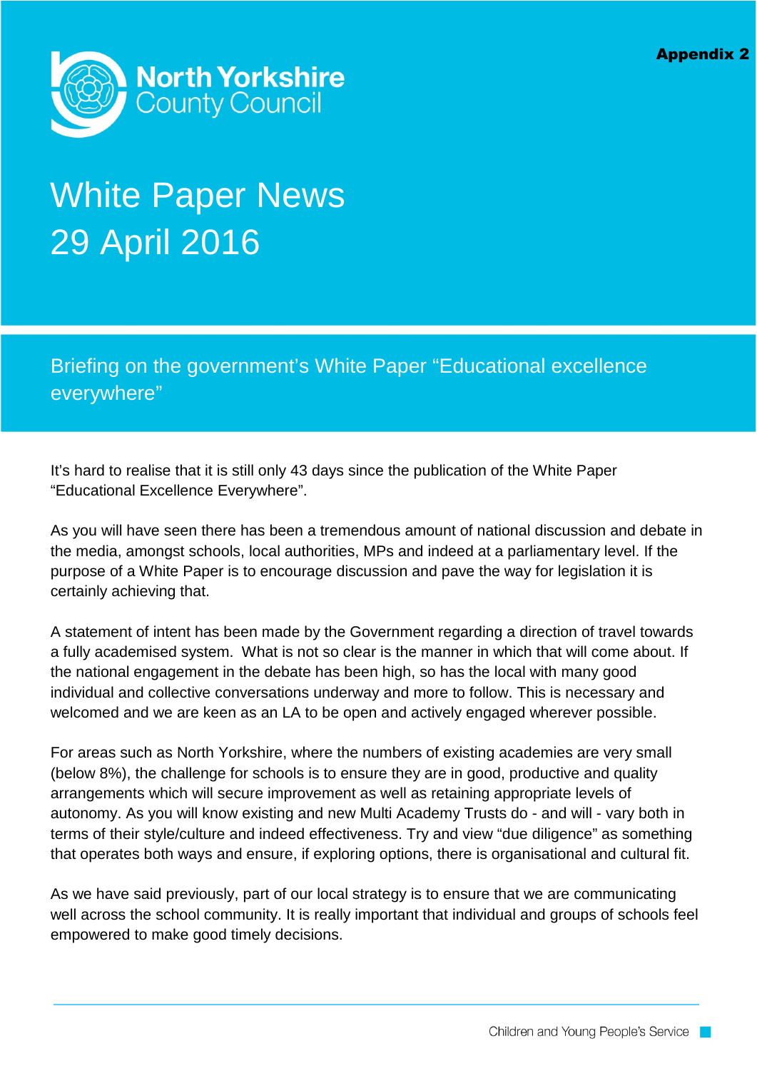Appendix 2

North Yorkshire County Council

# White Paper News
# 29 April 2016

## Briefing on the government's White Paper "Educational excellence everywhere"

It's hard to realise that it is still only 43 days since the publication of the White Paper "Educational Excellence Everywhere".

As you will have seen there has been a tremendous amount of national discussion and debate in the media, amongst schools, local authorities, MPs and indeed at a parliamentary level. If the purpose of a White Paper is to encourage discussion and pave the way for legislation it is certainly achieving that.

A statement of intent has been made by the Government regarding a direction of travel towards a fully academised system. What is not so clear is the manner in which that will come about. If the national engagement in the debate has been high, so has the local with many good individual and collective conversations underway and more to follow. This is necessary and welcomed and we are keen as an LA to be open and actively engaged wherever possible.

For areas such as North Yorkshire, where the numbers of existing academies are very small (below 8%), the challenge for schools is to ensure they are in good, productive and quality arrangements which will secure improvement as well as retaining appropriate levels of autonomy. As you will know existing and new Multi Academy Trusts do - and will - vary both in terms of their style/culture and indeed effectiveness. Try and view "due diligence" as something that operates both ways and ensure, if exploring options, there is organisational and cultural fit.

As we have said previously, part of our local strategy is to ensure that we are communicating well across the school community. It is really important that individual and groups of schools feel empowered to make good timely decisions.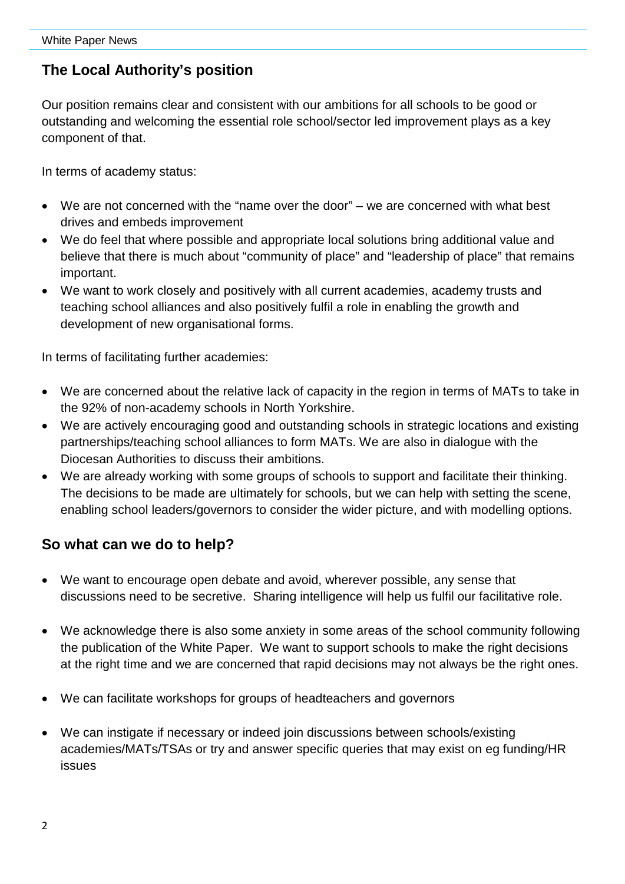## The Local Authority's position

Our position remains clear and consistent with our ambitions for all schools to be good or outstanding and welcoming the essential role school/sector led improvement plays as a key component of that.

In terms of academy status:

- We are not concerned with the "name over the door" – we are concerned with what best drives and embeds improvement
- We do feel that where possible and appropriate local solutions bring additional value and believe that there is much about "community of place" and "leadership of place" that remains important.
- We want to work closely and positively with all current academies, academy trusts and teaching school alliances and also positively fulfil a role in enabling the growth and development of new organisational forms.

In terms of facilitating further academies:

- We are concerned about the relative lack of capacity in the region in terms of MATs to take in the 92% of non-academy schools in North Yorkshire.
- We are actively encouraging good and outstanding schools in strategic locations and existing partnerships/teaching school alliances to form MATs. We are also in dialogue with the Diocesan Authorities to discuss their ambitions.
- We are already working with some groups of schools to support and facilitate their thinking. The decisions to be made are ultimately for schools, but we can help with setting the scene, enabling school leaders/governors to consider the wider picture, and with modelling options.

## So what can we do to help?

- We want to encourage open debate and avoid, wherever possible, any sense that discussions need to be secretive. Sharing intelligence will help us fulfil our facilitative role.
- We acknowledge there is also some anxiety in some areas of the school community following the publication of the White Paper. We want to support schools to make the right decisions at the right time and we are concerned that rapid decisions may not always be the right ones.
- We can facilitate workshops for groups of headteachers and governors
- We can instigate if necessary or indeed join discussions between schools/existing academies/MATs/TSAs or try and answer specific queries that may exist on eg funding/HR issues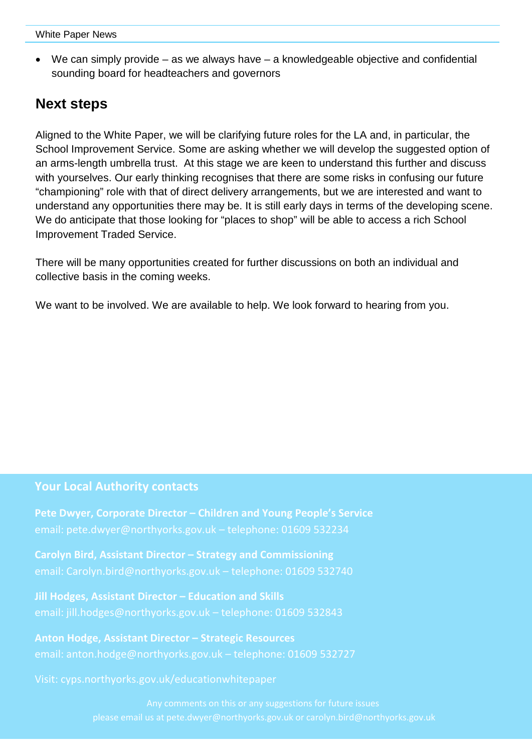- We can simply provide – as we always have – a knowledgeable objective and confidential sounding board for headteachers and governors

## Next steps

Aligned to the White Paper, we will be clarifying future roles for the LA and, in particular, the School Improvement Service. Some are asking whether we will develop the suggested option of an arms-length umbrella trust. At this stage we are keen to understand this further and discuss with yourselves. Our early thinking recognises that there are some risks in confusing our future "championing" role with that of direct delivery arrangements, but we are interested and want to understand any opportunities there may be. It is still early days in terms of the developing scene. We do anticipate that those looking for "places to shop" will be able to access a rich School Improvement Traded Service.

There will be many opportunities created for further discussions on both an individual and collective basis in the coming weeks.

We want to be involved. We are available to help. We look forward to hearing from you.

### Your Local Authority contacts

**Pete Dwyer, Corporate Director – Children and Young People's Service**
email: pete.dwyer@northyorks.gov.uk – telephone: 01609 532234

**Carolyn Bird, Assistant Director – Strategy and Commissioning**
email: Carolyn.bird@northyorks.gov.uk – telephone: 01609 532740

**Jill Hodges, Assistant Director – Education and Skills**
email: jill.hodges@northyorks.gov.uk – telephone: 01609 532843

**Anton Hodge, Assistant Director – Strategic Resources**
email: anton.hodge@northyorks.gov.uk – telephone: 01609 532727

Visit: cyps.northyorks.gov.uk/educationwhitepaper

Any comments on this or any suggestions for future issues
please email us at pete.dwyer@northyorks.gov.uk or carolyn.bird@northyorks.gov.uk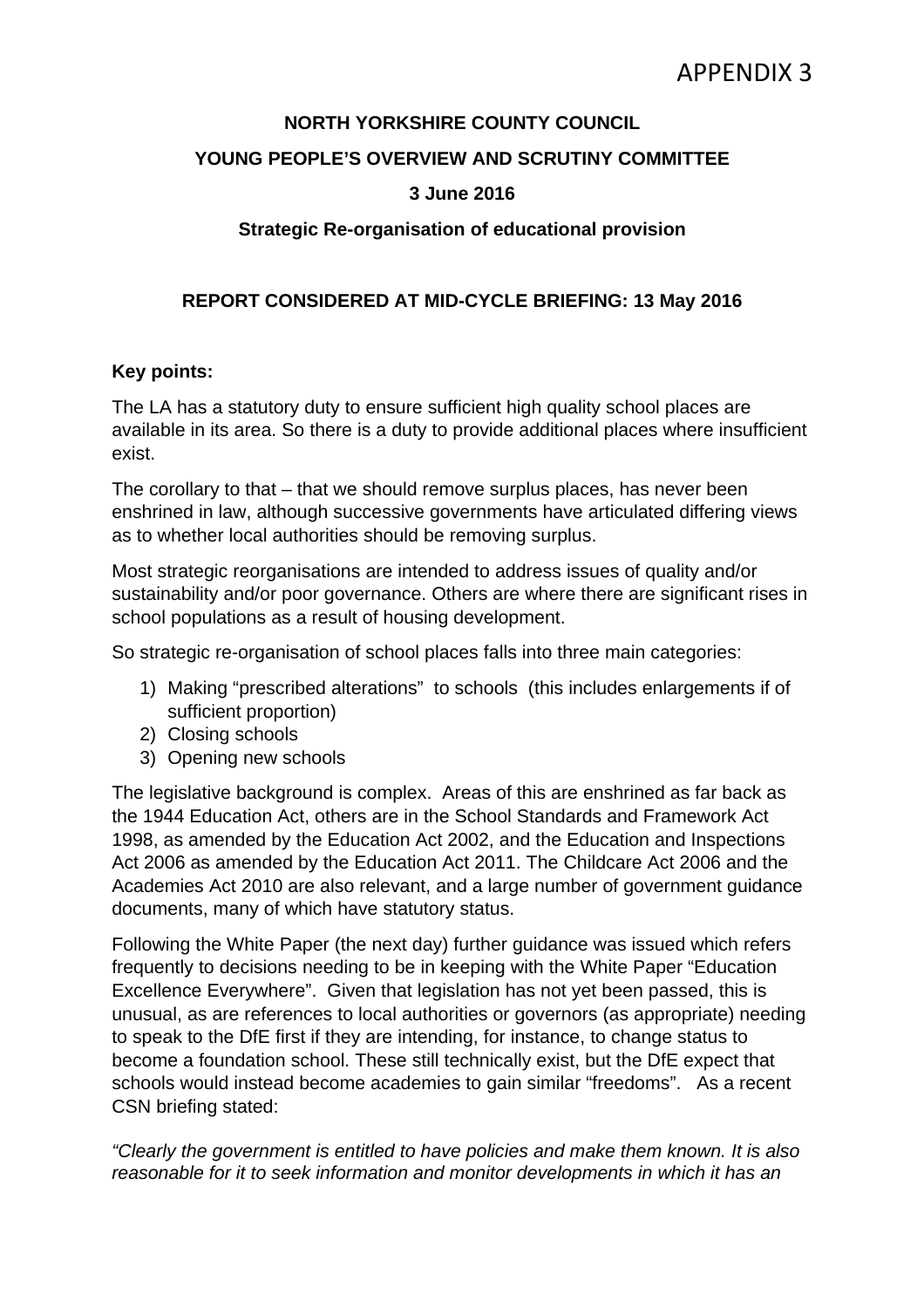APPENDIX 3

**NORTH YORKSHIRE COUNTY COUNCIL**

**YOUNG PEOPLE'S OVERVIEW AND SCRUTINY COMMITTEE**

**3 June 2016**

**Strategic Re-organisation of educational provision**

**REPORT CONSIDERED AT MID-CYCLE BRIEFING: 13 May 2016**

**Key points:**

The LA has a statutory duty to ensure sufficient high quality school places are available in its area. So there is a duty to provide additional places where insufficient exist.

The corollary to that – that we should remove surplus places, has never been enshrined in law, although successive governments have articulated differing views as to whether local authorities should be removing surplus.

Most strategic reorganisations are intended to address issues of quality and/or sustainability and/or poor governance. Others are where there are significant rises in school populations as a result of housing development.

So strategic re-organisation of school places falls into three main categories:

1) Making "prescribed alterations" to schools (this includes enlargements if of sufficient proportion)
2) Closing schools
3) Opening new schools

The legislative background is complex. Areas of this are enshrined as far back as the 1944 Education Act, others are in the School Standards and Framework Act 1998, as amended by the Education Act 2002, and the Education and Inspections Act 2006 as amended by the Education Act 2011. The Childcare Act 2006 and the Academies Act 2010 are also relevant, and a large number of government guidance documents, many of which have statutory status.

Following the White Paper (the next day) further guidance was issued which refers frequently to decisions needing to be in keeping with the White Paper "Education Excellence Everywhere". Given that legislation has not yet been passed, this is unusual, as are references to local authorities or governors (as appropriate) needing to speak to the DfE first if they are intending, for instance, to change status to become a foundation school. These still technically exist, but the DfE expect that schools would instead become academies to gain similar "freedoms". As a recent CSN briefing stated:

*"Clearly the government is entitled to have policies and make them known. It is also reasonable for it to seek information and monitor developments in which it has an*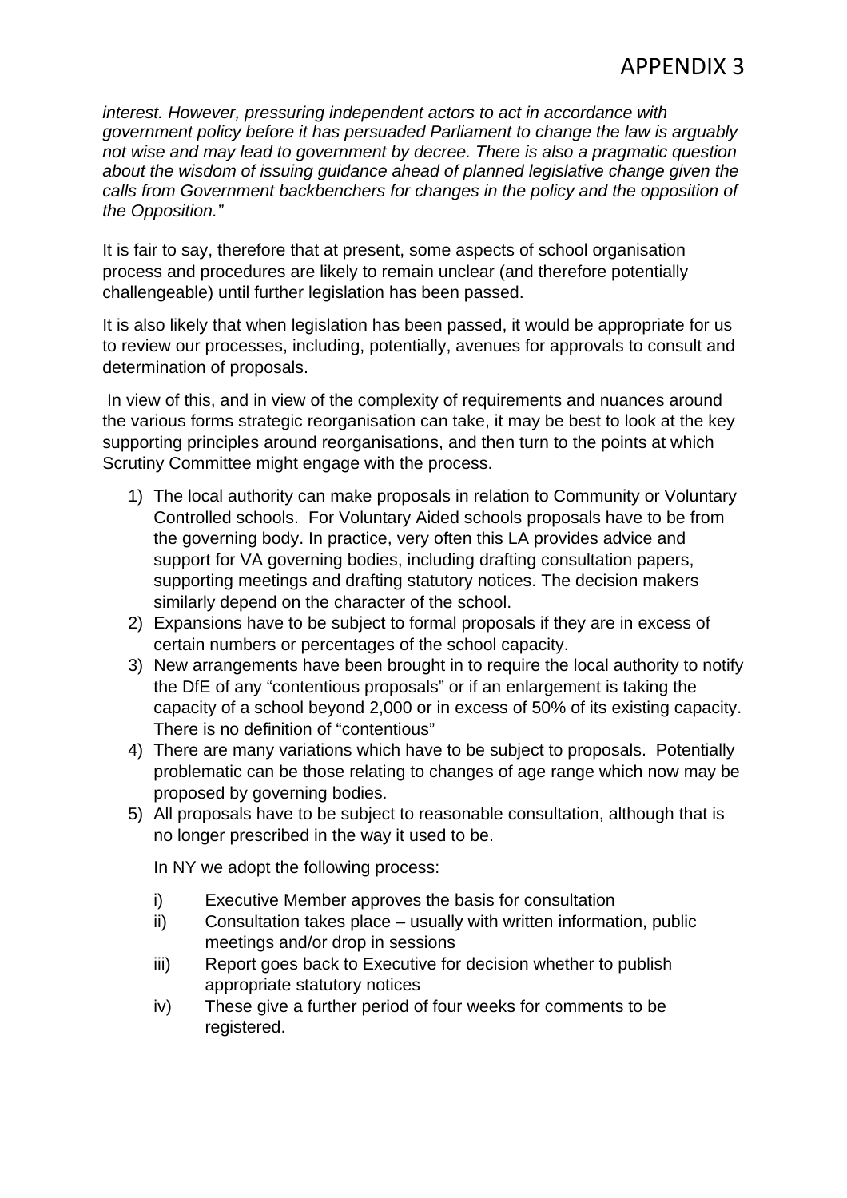*interest. However, pressuring independent actors to act in accordance with government policy before it has persuaded Parliament to change the law is arguably not wise and may lead to government by decree. There is also a pragmatic question about the wisdom of issuing guidance ahead of planned legislative change given the calls from Government backbenchers for changes in the policy and the opposition of the Opposition."*

It is fair to say, therefore that at present, some aspects of school organisation process and procedures are likely to remain unclear (and therefore potentially challengeable) until further legislation has been passed.

It is also likely that when legislation has been passed, it would be appropriate for us to review our processes, including, potentially, avenues for approvals to consult and determination of proposals.

In view of this, and in view of the complexity of requirements and nuances around the various forms strategic reorganisation can take, it may be best to look at the key supporting principles around reorganisations, and then turn to the points at which Scrutiny Committee might engage with the process.

1) The local authority can make proposals in relation to Community or Voluntary Controlled schools. For Voluntary Aided schools proposals have to be from the governing body. In practice, very often this LA provides advice and support for VA governing bodies, including drafting consultation papers, supporting meetings and drafting statutory notices. The decision makers similarly depend on the character of the school.
2) Expansions have to be subject to formal proposals if they are in excess of certain numbers or percentages of the school capacity.
3) New arrangements have been brought in to require the local authority to notify the DfE of any "contentious proposals" or if an enlargement is taking the capacity of a school beyond 2,000 or in excess of 50% of its existing capacity. There is no definition of "contentious"
4) There are many variations which have to be subject to proposals. Potentially problematic can be those relating to changes of age range which now may be proposed by governing bodies.
5) All proposals have to be subject to reasonable consultation, although that is no longer prescribed in the way it used to be.

   In NY we adopt the following process:

   i) Executive Member approves the basis for consultation
   ii) Consultation takes place – usually with written information, public meetings and/or drop in sessions
   iii) Report goes back to Executive for decision whether to publish appropriate statutory notices
   iv) These give a further period of four weeks for comments to be registered.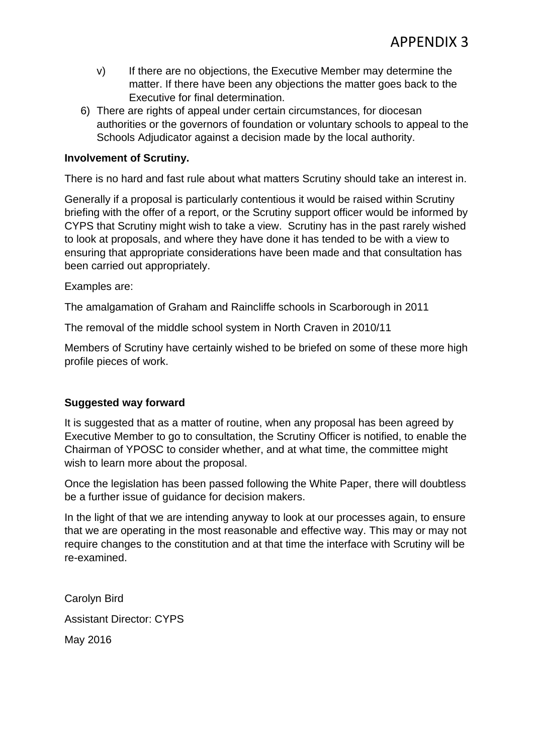APPENDIX 3

v) If there are no objections, the Executive Member may determine the matter. If there have been any objections the matter goes back to the Executive for final determination.

6) There are rights of appeal under certain circumstances, for diocesan authorities or the governors of foundation or voluntary schools to appeal to the Schools Adjudicator against a decision made by the local authority.

**Involvement of Scrutiny.**

There is no hard and fast rule about what matters Scrutiny should take an interest in.

Generally if a proposal is particularly contentious it would be raised within Scrutiny briefing with the offer of a report, or the Scrutiny support officer would be informed by CYPS that Scrutiny might wish to take a view. Scrutiny has in the past rarely wished to look at proposals, and where they have done it has tended to be with a view to ensuring that appropriate considerations have been made and that consultation has been carried out appropriately.

Examples are:

The amalgamation of Graham and Raincliffe schools in Scarborough in 2011

The removal of the middle school system in North Craven in 2010/11

Members of Scrutiny have certainly wished to be briefed on some of these more high profile pieces of work.

**Suggested way forward**

It is suggested that as a matter of routine, when any proposal has been agreed by Executive Member to go to consultation, the Scrutiny Officer is notified, to enable the Chairman of YPOSC to consider whether, and at what time, the committee might wish to learn more about the proposal.

Once the legislation has been passed following the White Paper, there will doubtless be a further issue of guidance for decision makers.

In the light of that we are intending anyway to look at our processes again, to ensure that we are operating in the most reasonable and effective way. This may or may not require changes to the constitution and at that time the interface with Scrutiny will be re-examined.

Carolyn Bird

Assistant Director: CYPS

May 2016